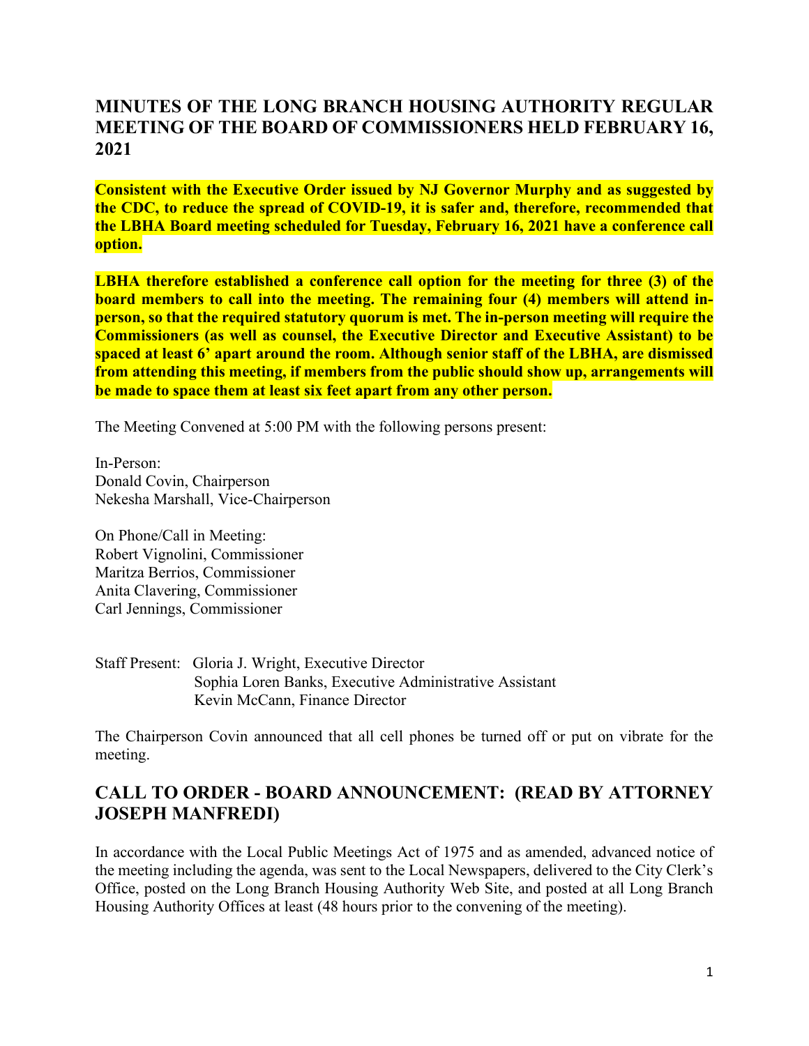## MINUTES OF THE LONG BRANCH HOUSING AUTHORITY REGULAR MEETING OF THE BOARD OF COMMISSIONERS HELD FEBRUARY 16, 2021

**Consistent with the Executive Order issued by NJ Governor Murphy and as suggested by the CDC, to reduce the spread of COVID-19, it is safer and, therefore, recommended that the LBHA Board meeting scheduled for Tuesday, February 16, 2021 have a conference call option.**

**LBHA therefore established a conference call option for the meeting for three (3) of the board members to call into the meeting. The remaining four (4) members will attend in-person, so that the required statutory quorum is met. The in-person meeting will require the Commissioners (as well as counsel, the Executive Director and Executive Assistant) to be spaced at least 6' apart around the room. Although senior staff of the LBHA, are dismissed from attending this meeting, if members from the public should show up, arrangements will be made to space them at least six feet apart from any other person.**

The Meeting Convened at 5:00 PM with the following persons present:

In-Person:
Donald Covin, Chairperson
Nekesha Marshall, Vice-Chairperson

On Phone/Call in Meeting:
Robert Vignolini, Commissioner
Maritza Berrios, Commissioner
Anita Clavering, Commissioner
Carl Jennings, Commissioner

Staff Present: Gloria J. Wright, Executive Director
Sophia Loren Banks, Executive Administrative Assistant
Kevin McCann, Finance Director

The Chairperson Covin announced that all cell phones be turned off or put on vibrate for the meeting.

## CALL TO ORDER - BOARD ANNOUNCEMENT: (READ BY ATTORNEY JOSEPH MANFREDI)

In accordance with the Local Public Meetings Act of 1975 and as amended, advanced notice of the meeting including the agenda, was sent to the Local Newspapers, delivered to the City Clerk's Office, posted on the Long Branch Housing Authority Web Site, and posted at all Long Branch Housing Authority Offices at least (48 hours prior to the convening of the meeting).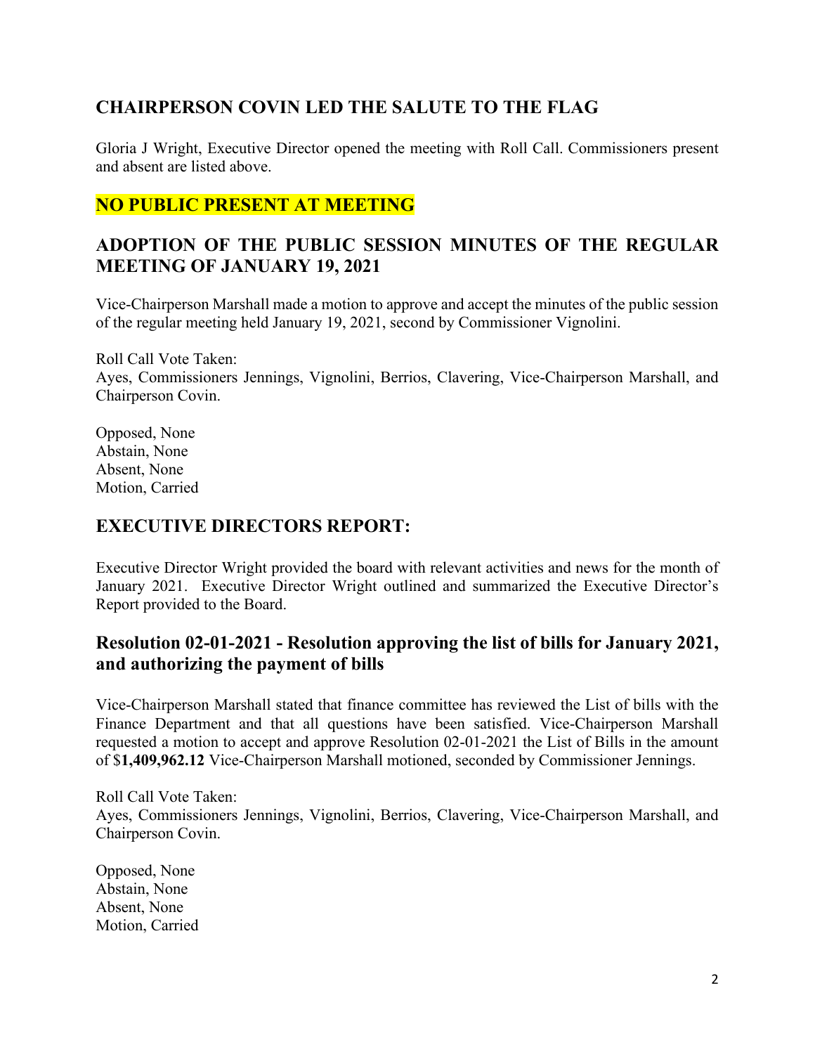## CHAIRPERSON COVIN LED THE SALUTE TO THE FLAG

Gloria J Wright, Executive Director opened the meeting with Roll Call. Commissioners present and absent are listed above.

## NO PUBLIC PRESENT AT MEETING

## ADOPTION OF THE PUBLIC SESSION MINUTES OF THE REGULAR MEETING OF JANUARY 19, 2021

Vice-Chairperson Marshall made a motion to approve and accept the minutes of the public session of the regular meeting held January 19, 2021, second by Commissioner Vignolini.

Roll Call Vote Taken:
Ayes, Commissioners Jennings, Vignolini, Berrios, Clavering, Vice-Chairperson Marshall, and Chairperson Covin.

Opposed, None
Abstain, None
Absent, None
Motion, Carried

## EXECUTIVE DIRECTORS REPORT:

Executive Director Wright provided the board with relevant activities and news for the month of January 2021. Executive Director Wright outlined and summarized the Executive Director's Report provided to the Board.

## Resolution 02-01-2021 - Resolution approving the list of bills for January 2021, and authorizing the payment of bills

Vice-Chairperson Marshall stated that finance committee has reviewed the List of bills with the Finance Department and that all questions have been satisfied. Vice-Chairperson Marshall requested a motion to accept and approve Resolution 02-01-2021 the List of Bills in the amount of $**1,409,962.12** Vice-Chairperson Marshall motioned, seconded by Commissioner Jennings.

Roll Call Vote Taken:
Ayes, Commissioners Jennings, Vignolini, Berrios, Clavering, Vice-Chairperson Marshall, and Chairperson Covin.

Opposed, None
Abstain, None
Absent, None
Motion, Carried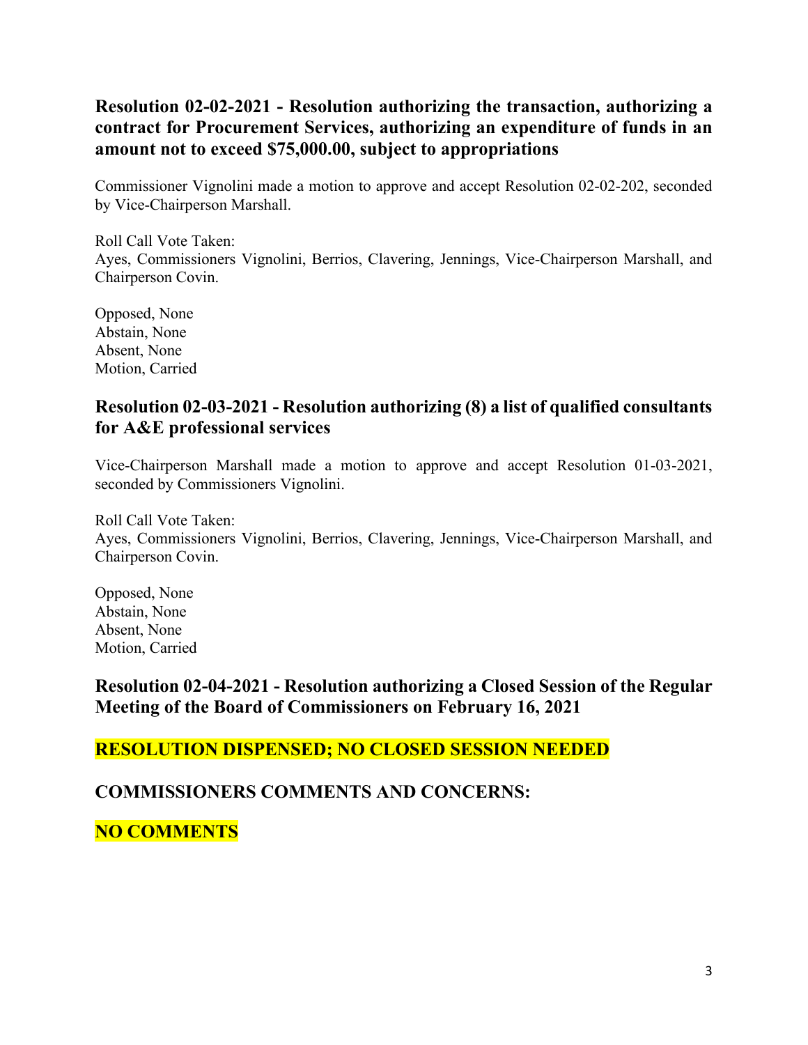## Resolution 02-02-2021 - Resolution authorizing the transaction, authorizing a contract for Procurement Services, authorizing an expenditure of funds in an amount not to exceed $75,000.00, subject to appropriations

Commissioner Vignolini made a motion to approve and accept Resolution 02-02-202, seconded by Vice-Chairperson Marshall.

Roll Call Vote Taken:
Ayes, Commissioners Vignolini, Berrios, Clavering, Jennings, Vice-Chairperson Marshall, and Chairperson Covin.

Opposed, None
Abstain, None
Absent, None
Motion, Carried

## Resolution 02-03-2021 - Resolution authorizing (8) a list of qualified consultants for A&E professional services

Vice-Chairperson Marshall made a motion to approve and accept Resolution 01-03-2021, seconded by Commissioners Vignolini.

Roll Call Vote Taken:
Ayes, Commissioners Vignolini, Berrios, Clavering, Jennings, Vice-Chairperson Marshall, and Chairperson Covin.

Opposed, None
Abstain, None
Absent, None
Motion, Carried

## Resolution 02-04-2021 - Resolution authorizing a Closed Session of the Regular Meeting of the Board of Commissioners on February 16, 2021

## RESOLUTION DISPENSED; NO CLOSED SESSION NEEDED

## COMMISSIONERS COMMENTS AND CONCERNS:

## NO COMMENTS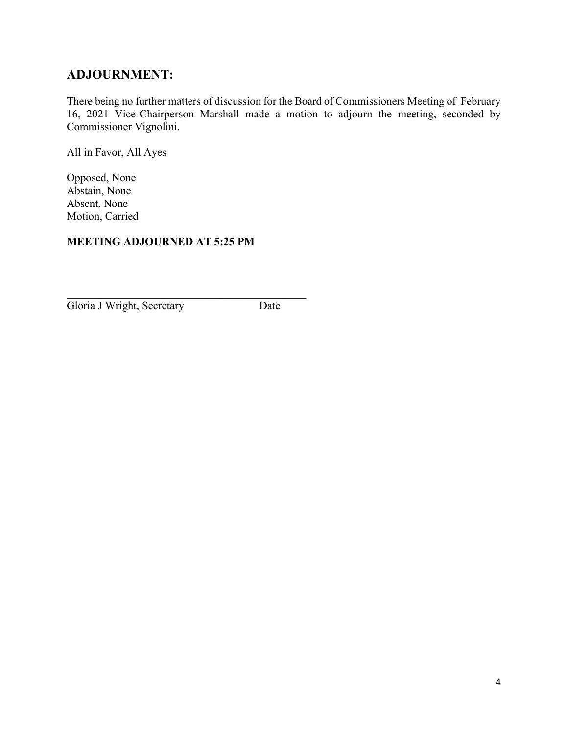## ADJOURNMENT:

There being no further matters of discussion for the Board of Commissioners Meeting of February 16, 2021 Vice-Chairperson Marshall made a motion to adjourn the meeting, seconded by Commissioner Vignolini.

All in Favor, All Ayes

Opposed, None
Abstain, None
Absent, None
Motion, Carried

**MEETING ADJOURNED AT 5:25 PM**

\_\_\_\_\_\_\_\_\_\_\_\_\_\_\_\_\_\_\_\_\_\_\_\_\_\_\_\_\_\_\_\_\_\_\_\_\_\_\_\_\_\_\_\_

Gloria J Wright, Secretary Date